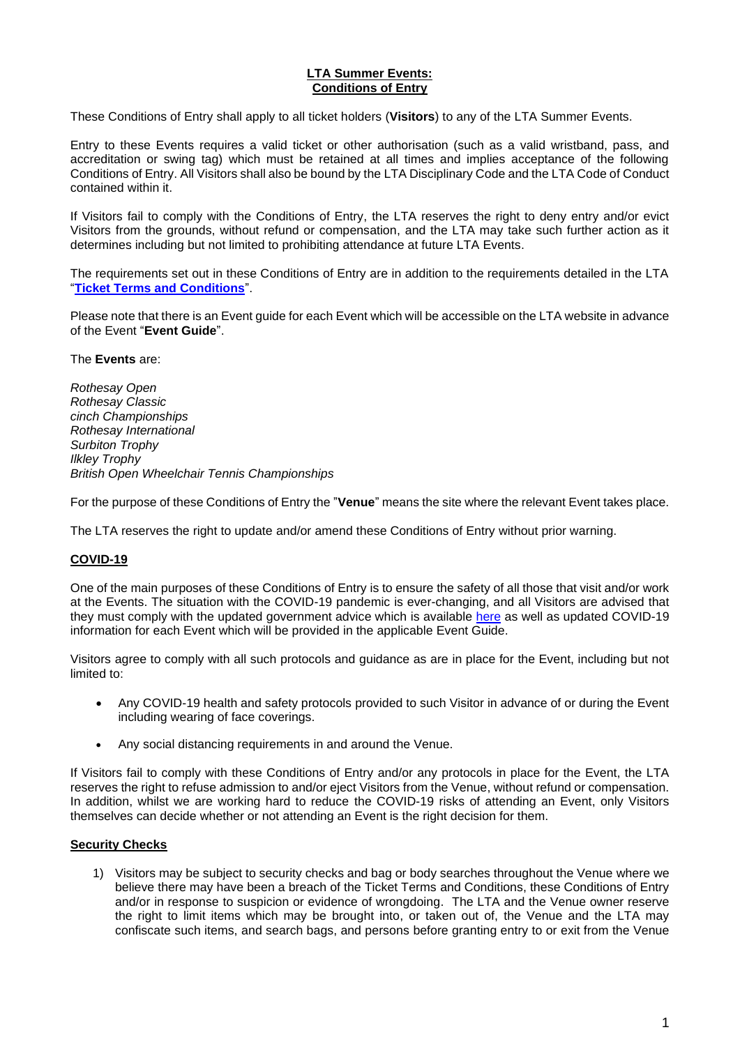# LTA Summer Events: Conditions of Entry

These Conditions of Entry shall apply to all ticket holders (**Visitors**) to any of the LTA Summer Events.

Entry to these Events requires a valid ticket or other authorisation (such as a valid wristband, pass, and accreditation or swing tag) which must be retained at all times and implies acceptance of the following Conditions of Entry. All Visitors shall also be bound by the LTA Disciplinary Code and the LTA Code of Conduct contained within it.

If Visitors fail to comply with the Conditions of Entry, the LTA reserves the right to deny entry and/or evict Visitors from the grounds, without refund or compensation, and the LTA may take such further action as it determines including but not limited to prohibiting attendance at future LTA Events.

The requirements set out in these Conditions of Entry are in addition to the requirements detailed in the LTA "**Ticket Terms and Conditions**".

Please note that there is an Event guide for each Event which will be accessible on the LTA website in advance of the Event "**Event Guide**".

The **Events** are:

*Rothesay Open*
*Rothesay Classic*
*cinch Championships*
*Rothesay International*
*Surbiton Trophy*
*Ilkley Trophy*
*British Open Wheelchair Tennis Championships*

For the purpose of these Conditions of Entry the "**Venue**" means the site where the relevant Event takes place.

The LTA reserves the right to update and/or amend these Conditions of Entry without prior warning.

## COVID-19

One of the main purposes of these Conditions of Entry is to ensure the safety of all those that visit and/or work at the Events. The situation with the COVID-19 pandemic is ever-changing, and all Visitors are advised that they must comply with the updated government advice which is available here as well as updated COVID-19 information for each Event which will be provided in the applicable Event Guide.

Visitors agree to comply with all such protocols and guidance as are in place for the Event, including but not limited to:

- Any COVID-19 health and safety protocols provided to such Visitor in advance of or during the Event including wearing of face coverings.
- Any social distancing requirements in and around the Venue.

If Visitors fail to comply with these Conditions of Entry and/or any protocols in place for the Event, the LTA reserves the right to refuse admission to and/or eject Visitors from the Venue, without refund or compensation. In addition, whilst we are working hard to reduce the COVID-19 risks of attending an Event, only Visitors themselves can decide whether or not attending an Event is the right decision for them.

## Security Checks

1) Visitors may be subject to security checks and bag or body searches throughout the Venue where we believe there may have been a breach of the Ticket Terms and Conditions, these Conditions of Entry and/or in response to suspicion or evidence of wrongdoing. The LTA and the Venue owner reserve the right to limit items which may be brought into, or taken out of, the Venue and the LTA may confiscate such items, and search bags, and persons before granting entry to or exit from the Venue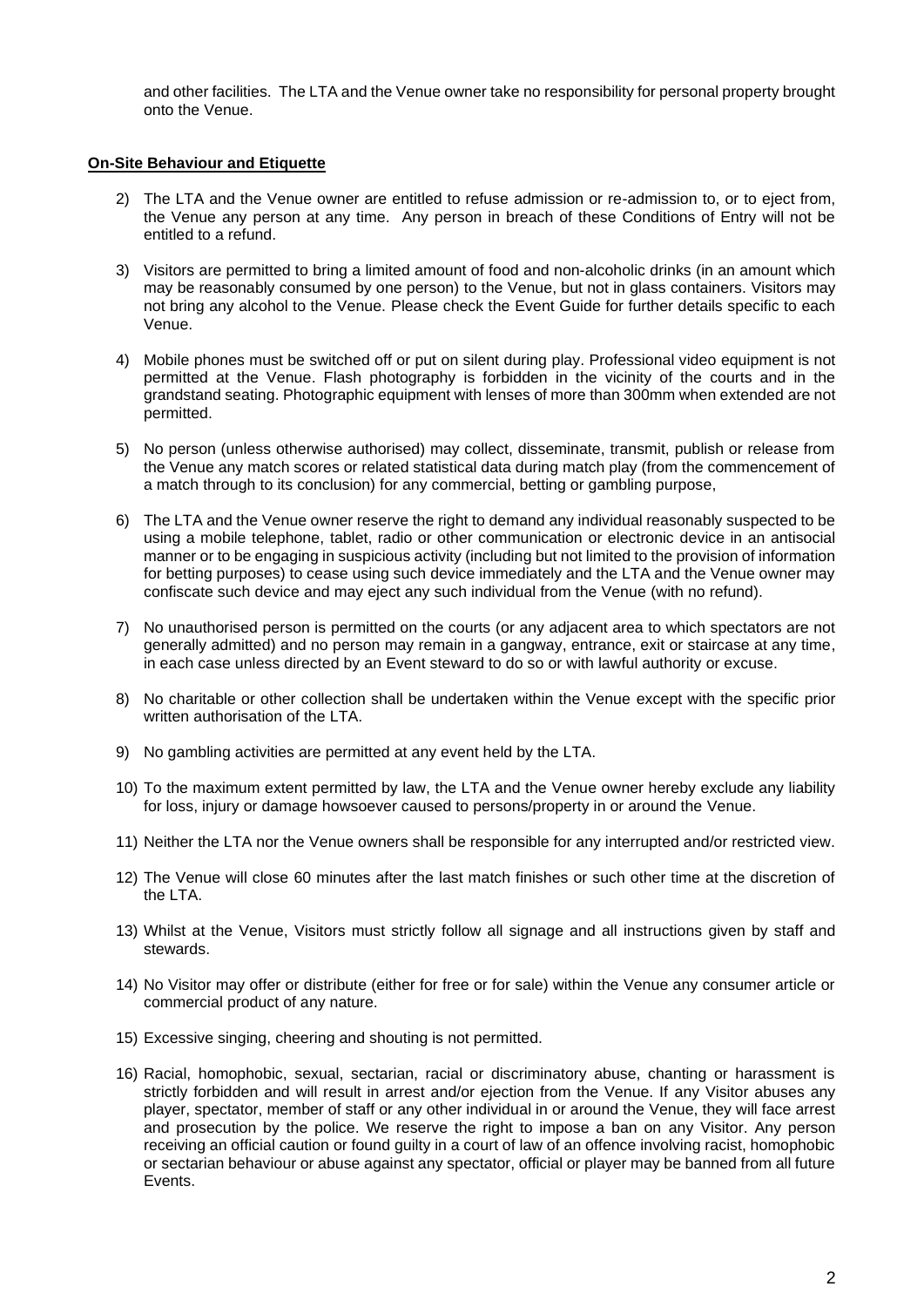and other facilities. The LTA and the Venue owner take no responsibility for personal property brought onto the Venue.

**On-Site Behaviour and Etiquette**

2) The LTA and the Venue owner are entitled to refuse admission or re-admission to, or to eject from, the Venue any person at any time. Any person in breach of these Conditions of Entry will not be entitled to a refund.

3) Visitors are permitted to bring a limited amount of food and non-alcoholic drinks (in an amount which may be reasonably consumed by one person) to the Venue, but not in glass containers. Visitors may not bring any alcohol to the Venue. Please check the Event Guide for further details specific to each Venue.

4) Mobile phones must be switched off or put on silent during play. Professional video equipment is not permitted at the Venue. Flash photography is forbidden in the vicinity of the courts and in the grandstand seating. Photographic equipment with lenses of more than 300mm when extended are not permitted.

5) No person (unless otherwise authorised) may collect, disseminate, transmit, publish or release from the Venue any match scores or related statistical data during match play (from the commencement of a match through to its conclusion) for any commercial, betting or gambling purpose,

6) The LTA and the Venue owner reserve the right to demand any individual reasonably suspected to be using a mobile telephone, tablet, radio or other communication or electronic device in an antisocial manner or to be engaging in suspicious activity (including but not limited to the provision of information for betting purposes) to cease using such device immediately and the LTA and the Venue owner may confiscate such device and may eject any such individual from the Venue (with no refund).

7) No unauthorised person is permitted on the courts (or any adjacent area to which spectators are not generally admitted) and no person may remain in a gangway, entrance, exit or staircase at any time, in each case unless directed by an Event steward to do so or with lawful authority or excuse.

8) No charitable or other collection shall be undertaken within the Venue except with the specific prior written authorisation of the LTA.

9) No gambling activities are permitted at any event held by the LTA.

10) To the maximum extent permitted by law, the LTA and the Venue owner hereby exclude any liability for loss, injury or damage howsoever caused to persons/property in or around the Venue.

11) Neither the LTA nor the Venue owners shall be responsible for any interrupted and/or restricted view.

12) The Venue will close 60 minutes after the last match finishes or such other time at the discretion of the LTA.

13) Whilst at the Venue, Visitors must strictly follow all signage and all instructions given by staff and stewards.

14) No Visitor may offer or distribute (either for free or for sale) within the Venue any consumer article or commercial product of any nature.

15) Excessive singing, cheering and shouting is not permitted.

16) Racial, homophobic, sexual, sectarian, racial or discriminatory abuse, chanting or harassment is strictly forbidden and will result in arrest and/or ejection from the Venue. If any Visitor abuses any player, spectator, member of staff or any other individual in or around the Venue, they will face arrest and prosecution by the police. We reserve the right to impose a ban on any Visitor. Any person receiving an official caution or found guilty in a court of law of an offence involving racist, homophobic or sectarian behaviour or abuse against any spectator, official or player may be banned from all future Events.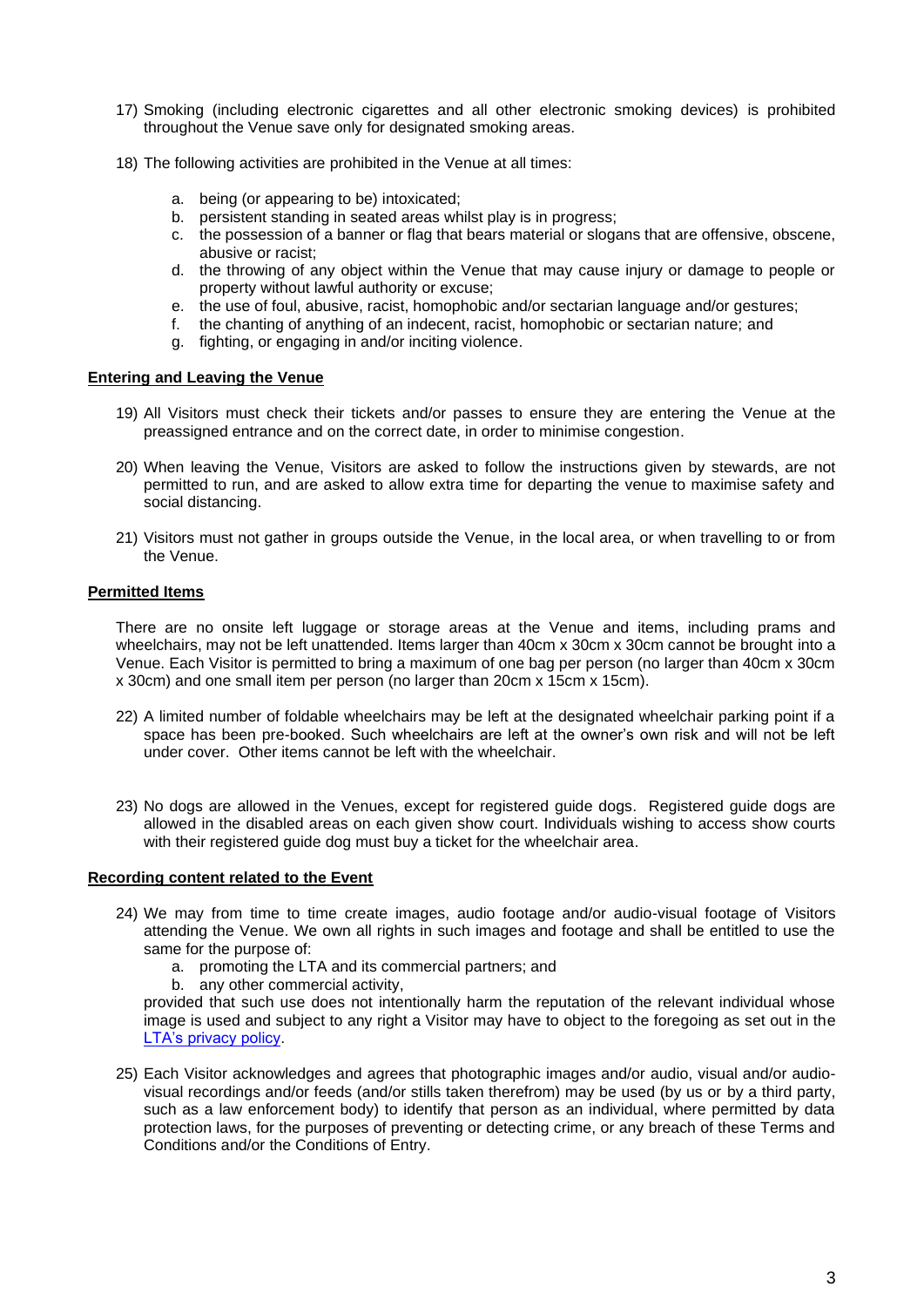17) Smoking (including electronic cigarettes and all other electronic smoking devices) is prohibited throughout the Venue save only for designated smoking areas.

18) The following activities are prohibited in the Venue at all times:

    a. being (or appearing to be) intoxicated;
    b. persistent standing in seated areas whilst play is in progress;
    c. the possession of a banner or flag that bears material or slogans that are offensive, obscene, abusive or racist;
    d. the throwing of any object within the Venue that may cause injury or damage to people or property without lawful authority or excuse;
    e. the use of foul, abusive, racist, homophobic and/or sectarian language and/or gestures;
    f. the chanting of anything of an indecent, racist, homophobic or sectarian nature; and
    g. fighting, or engaging in and/or inciting violence.

**Entering and Leaving the Venue**

19) All Visitors must check their tickets and/or passes to ensure they are entering the Venue at the preassigned entrance and on the correct date, in order to minimise congestion.

20) When leaving the Venue, Visitors are asked to follow the instructions given by stewards, are not permitted to run, and are asked to allow extra time for departing the venue to maximise safety and social distancing.

21) Visitors must not gather in groups outside the Venue, in the local area, or when travelling to or from the Venue.

**Permitted Items**

There are no onsite left luggage or storage areas at the Venue and items, including prams and wheelchairs, may not be left unattended. Items larger than 40cm x 30cm x 30cm cannot be brought into a Venue. Each Visitor is permitted to bring a maximum of one bag per person (no larger than 40cm x 30cm x 30cm) and one small item per person (no larger than 20cm x 15cm x 15cm).

22) A limited number of foldable wheelchairs may be left at the designated wheelchair parking point if a space has been pre-booked. Such wheelchairs are left at the owner's own risk and will not be left under cover. Other items cannot be left with the wheelchair.

23) No dogs are allowed in the Venues, except for registered guide dogs. Registered guide dogs are allowed in the disabled areas on each given show court. Individuals wishing to access show courts with their registered guide dog must buy a ticket for the wheelchair area.

**Recording content related to the Event**

24) We may from time to time create images, audio footage and/or audio-visual footage of Visitors attending the Venue. We own all rights in such images and footage and shall be entitled to use the same for the purpose of:
    a. promoting the LTA and its commercial partners; and
    b. any other commercial activity,

    provided that such use does not intentionally harm the reputation of the relevant individual whose image is used and subject to any right a Visitor may have to object to the foregoing as set out in the LTA's privacy policy.

25) Each Visitor acknowledges and agrees that photographic images and/or audio, visual and/or audio-visual recordings and/or feeds (and/or stills taken therefrom) may be used (by us or by a third party, such as a law enforcement body) to identify that person as an individual, where permitted by data protection laws, for the purposes of preventing or detecting crime, or any breach of these Terms and Conditions and/or the Conditions of Entry.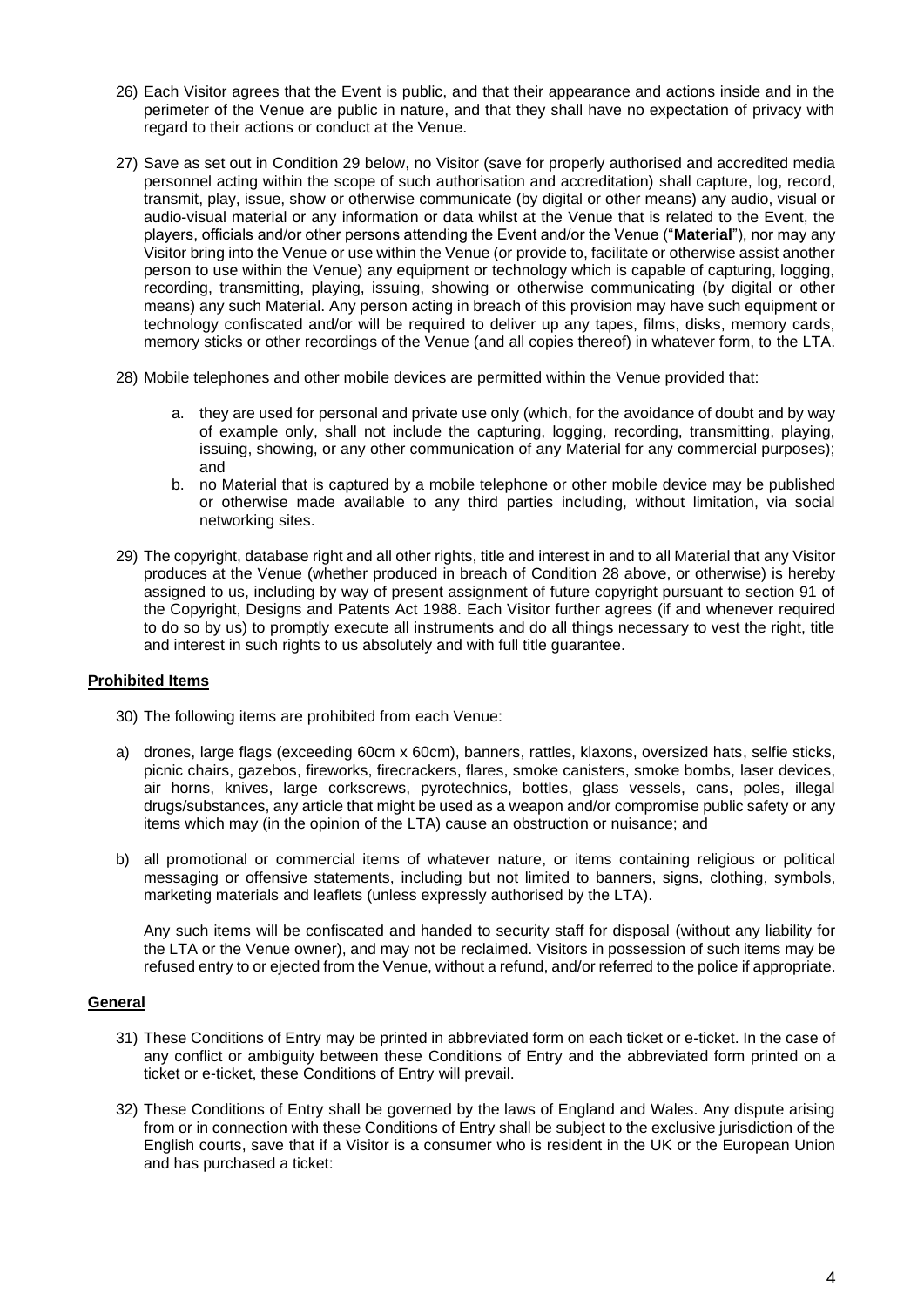26) Each Visitor agrees that the Event is public, and that their appearance and actions inside and in the perimeter of the Venue are public in nature, and that they shall have no expectation of privacy with regard to their actions or conduct at the Venue.

27) Save as set out in Condition 29 below, no Visitor (save for properly authorised and accredited media personnel acting within the scope of such authorisation and accreditation) shall capture, log, record, transmit, play, issue, show or otherwise communicate (by digital or other means) any audio, visual or audio-visual material or any information or data whilst at the Venue that is related to the Event, the players, officials and/or other persons attending the Event and/or the Venue ("**Material**"), nor may any Visitor bring into the Venue or use within the Venue (or provide to, facilitate or otherwise assist another person to use within the Venue) any equipment or technology which is capable of capturing, logging, recording, transmitting, playing, issuing, showing or otherwise communicating (by digital or other means) any such Material. Any person acting in breach of this provision may have such equipment or technology confiscated and/or will be required to deliver up any tapes, films, disks, memory cards, memory sticks or other recordings of the Venue (and all copies thereof) in whatever form, to the LTA.

28) Mobile telephones and other mobile devices are permitted within the Venue provided that:

    a. they are used for personal and private use only (which, for the avoidance of doubt and by way of example only, shall not include the capturing, logging, recording, transmitting, playing, issuing, showing, or any other communication of any Material for any commercial purposes); and
    b. no Material that is captured by a mobile telephone or other mobile device may be published or otherwise made available to any third parties including, without limitation, via social networking sites.

29) The copyright, database right and all other rights, title and interest in and to all Material that any Visitor produces at the Venue (whether produced in breach of Condition 28 above, or otherwise) is hereby assigned to us, including by way of present assignment of future copyright pursuant to section 91 of the Copyright, Designs and Patents Act 1988. Each Visitor further agrees (if and whenever required to do so by us) to promptly execute all instruments and do all things necessary to vest the right, title and interest in such rights to us absolutely and with full title guarantee.

**Prohibited Items**

30) The following items are prohibited from each Venue:

a) drones, large flags (exceeding 60cm x 60cm), banners, rattles, klaxons, oversized hats, selfie sticks, picnic chairs, gazebos, fireworks, firecrackers, flares, smoke canisters, smoke bombs, laser devices, air horns, knives, large corkscrews, pyrotechnics, bottles, glass vessels, cans, poles, illegal drugs/substances, any article that might be used as a weapon and/or compromise public safety or any items which may (in the opinion of the LTA) cause an obstruction or nuisance; and

b) all promotional or commercial items of whatever nature, or items containing religious or political messaging or offensive statements, including but not limited to banners, signs, clothing, symbols, marketing materials and leaflets (unless expressly authorised by the LTA).

Any such items will be confiscated and handed to security staff for disposal (without any liability for the LTA or the Venue owner), and may not be reclaimed. Visitors in possession of such items may be refused entry to or ejected from the Venue, without a refund, and/or referred to the police if appropriate.

**General**

31) These Conditions of Entry may be printed in abbreviated form on each ticket or e-ticket. In the case of any conflict or ambiguity between these Conditions of Entry and the abbreviated form printed on a ticket or e-ticket, these Conditions of Entry will prevail.

32) These Conditions of Entry shall be governed by the laws of England and Wales. Any dispute arising from or in connection with these Conditions of Entry shall be subject to the exclusive jurisdiction of the English courts, save that if a Visitor is a consumer who is resident in the UK or the European Union and has purchased a ticket: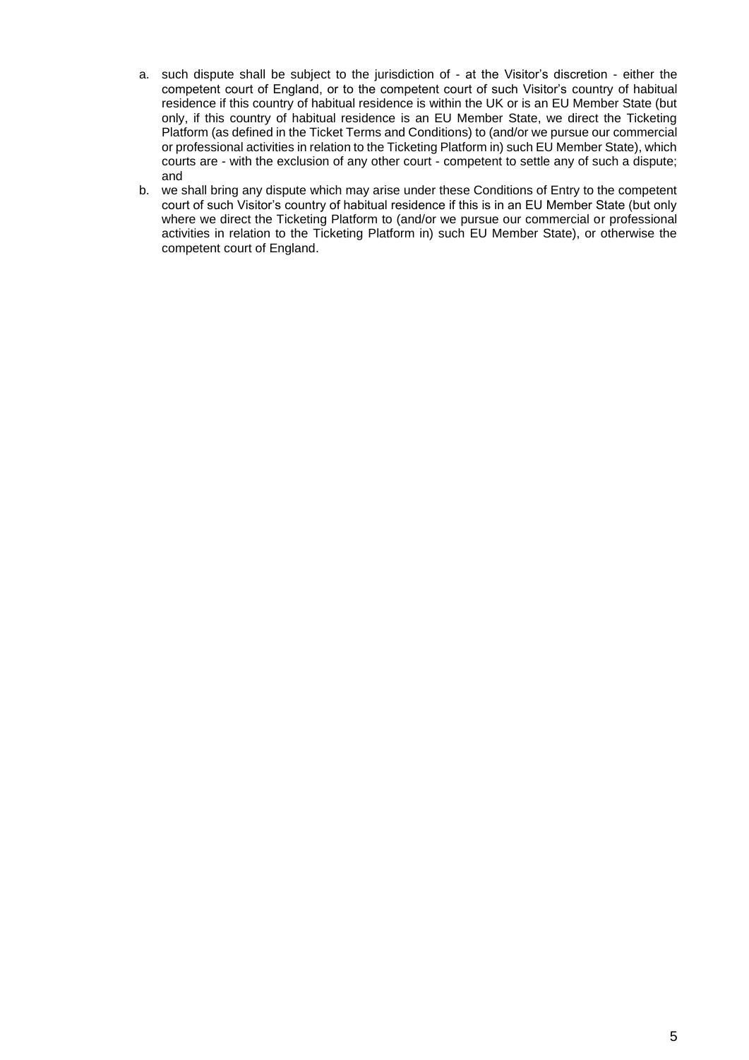a. such dispute shall be subject to the jurisdiction of - at the Visitor's discretion - either the competent court of England, or to the competent court of such Visitor's country of habitual residence if this country of habitual residence is within the UK or is an EU Member State (but only, if this country of habitual residence is an EU Member State, we direct the Ticketing Platform (as defined in the Ticket Terms and Conditions) to (and/or we pursue our commercial or professional activities in relation to the Ticketing Platform in) such EU Member State), which courts are - with the exclusion of any other court - competent to settle any of such a dispute; and

b. we shall bring any dispute which may arise under these Conditions of Entry to the competent court of such Visitor's country of habitual residence if this is in an EU Member State (but only where we direct the Ticketing Platform to (and/or we pursue our commercial or professional activities in relation to the Ticketing Platform in) such EU Member State), or otherwise the competent court of England.